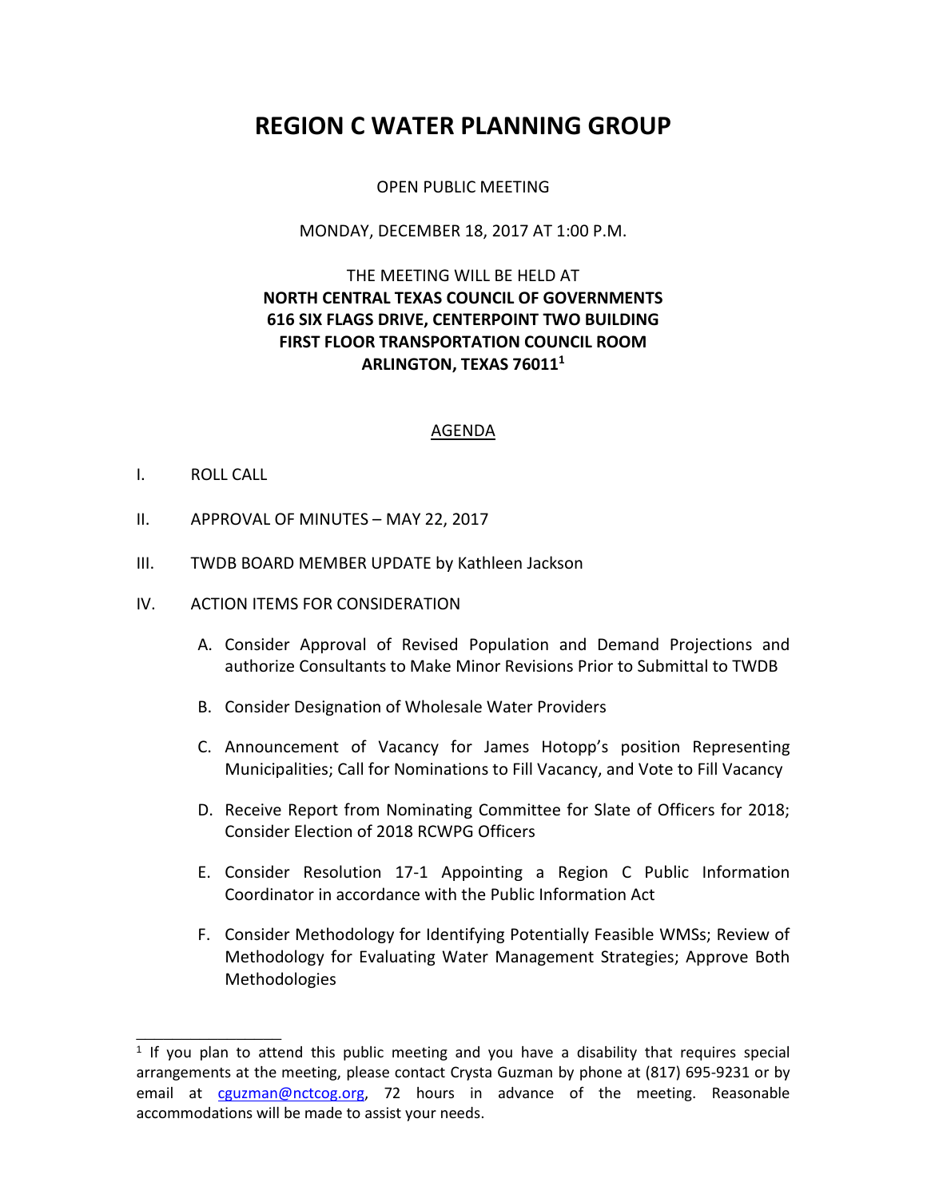# REGION C WATER PLANNING GROUP

OPEN PUBLIC MEETING

MONDAY, DECEMBER 18, 2017 AT 1:00 P.M.

THE MEETING WILL BE HELD AT
**NORTH CENTRAL TEXAS COUNCIL OF GOVERNMENTS**
**616 SIX FLAGS DRIVE, CENTERPOINT TWO BUILDING**
**FIRST FLOOR TRANSPORTATION COUNCIL ROOM**
**ARLINGTON, TEXAS 76011**[1]

## AGENDA

I. ROLL CALL

II. APPROVAL OF MINUTES – MAY 22, 2017

III. TWDB BOARD MEMBER UPDATE by Kathleen Jackson

IV. ACTION ITEMS FOR CONSIDERATION

   A. Consider Approval of Revised Population and Demand Projections and authorize Consultants to Make Minor Revisions Prior to Submittal to TWDB

   B. Consider Designation of Wholesale Water Providers

   C. Announcement of Vacancy for James Hotopp's position Representing Municipalities; Call for Nominations to Fill Vacancy, and Vote to Fill Vacancy

   D. Receive Report from Nominating Committee for Slate of Officers for 2018; Consider Election of 2018 RCWPG Officers

   E. Consider Resolution 17-1 Appointing a Region C Public Information Coordinator in accordance with the Public Information Act

   F. Consider Methodology for Identifying Potentially Feasible WMSs; Review of Methodology for Evaluating Water Management Strategies; Approve Both Methodologies

---

[1] If you plan to attend this public meeting and you have a disability that requires special arrangements at the meeting, please contact Crysta Guzman by phone at (817) 695-9231 or by email at cguzman@nctcog.org, 72 hours in advance of the meeting. Reasonable accommodations will be made to assist your needs.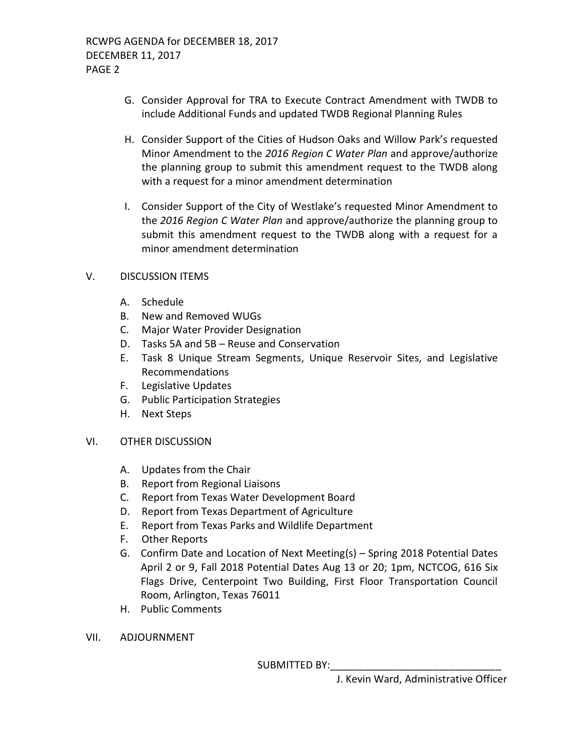G. Consider Approval for TRA to Execute Contract Amendment with TWDB to include Additional Funds and updated TWDB Regional Planning Rules

H. Consider Support of the Cities of Hudson Oaks and Willow Park's requested Minor Amendment to the *2016 Region C Water Plan* and approve/authorize the planning group to submit this amendment request to the TWDB along with a request for a minor amendment determination

I. Consider Support of the City of Westlake's requested Minor Amendment to the *2016 Region C Water Plan* and approve/authorize the planning group to submit this amendment request to the TWDB along with a request for a minor amendment determination

V. DISCUSSION ITEMS

A. Schedule
B. New and Removed WUGs
C. Major Water Provider Designation
D. Tasks 5A and 5B – Reuse and Conservation
E. Task 8 Unique Stream Segments, Unique Reservoir Sites, and Legislative Recommendations
F. Legislative Updates
G. Public Participation Strategies
H. Next Steps

VI. OTHER DISCUSSION

A. Updates from the Chair
B. Report from Regional Liaisons
C. Report from Texas Water Development Board
D. Report from Texas Department of Agriculture
E. Report from Texas Parks and Wildlife Department
F. Other Reports
G. Confirm Date and Location of Next Meeting(s) – Spring 2018 Potential Dates April 2 or 9, Fall 2018 Potential Dates Aug 13 or 20; 1pm, NCTCOG, 616 Six Flags Drive, Centerpoint Two Building, First Floor Transportation Council Room, Arlington, Texas 76011
H. Public Comments

VII. ADJOURNMENT

SUBMITTED BY:______________________________

J. Kevin Ward, Administrative Officer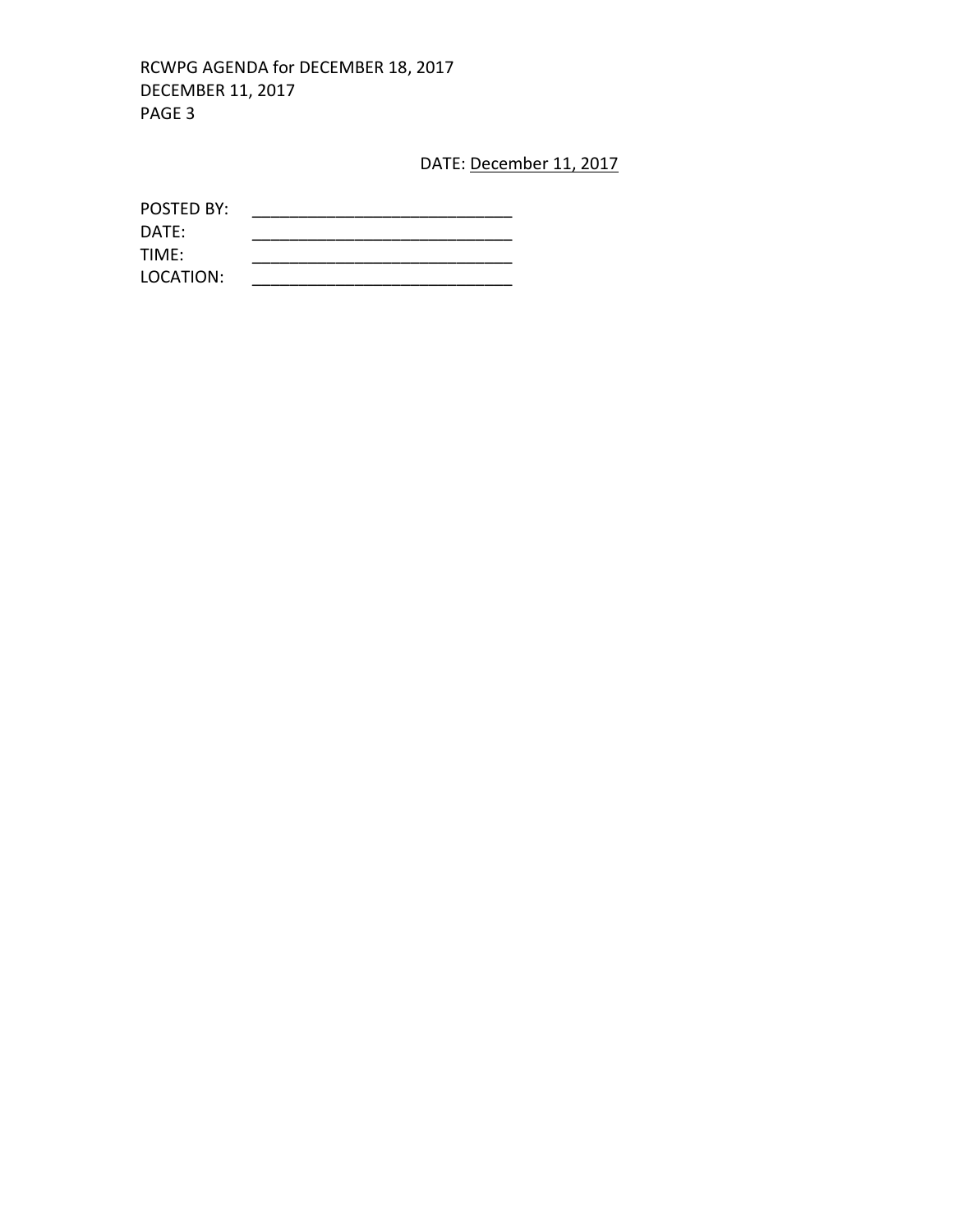DATE: December 11, 2017

POSTED BY: ____________________________
DATE: ____________________________
TIME: ____________________________
LOCATION: ____________________________